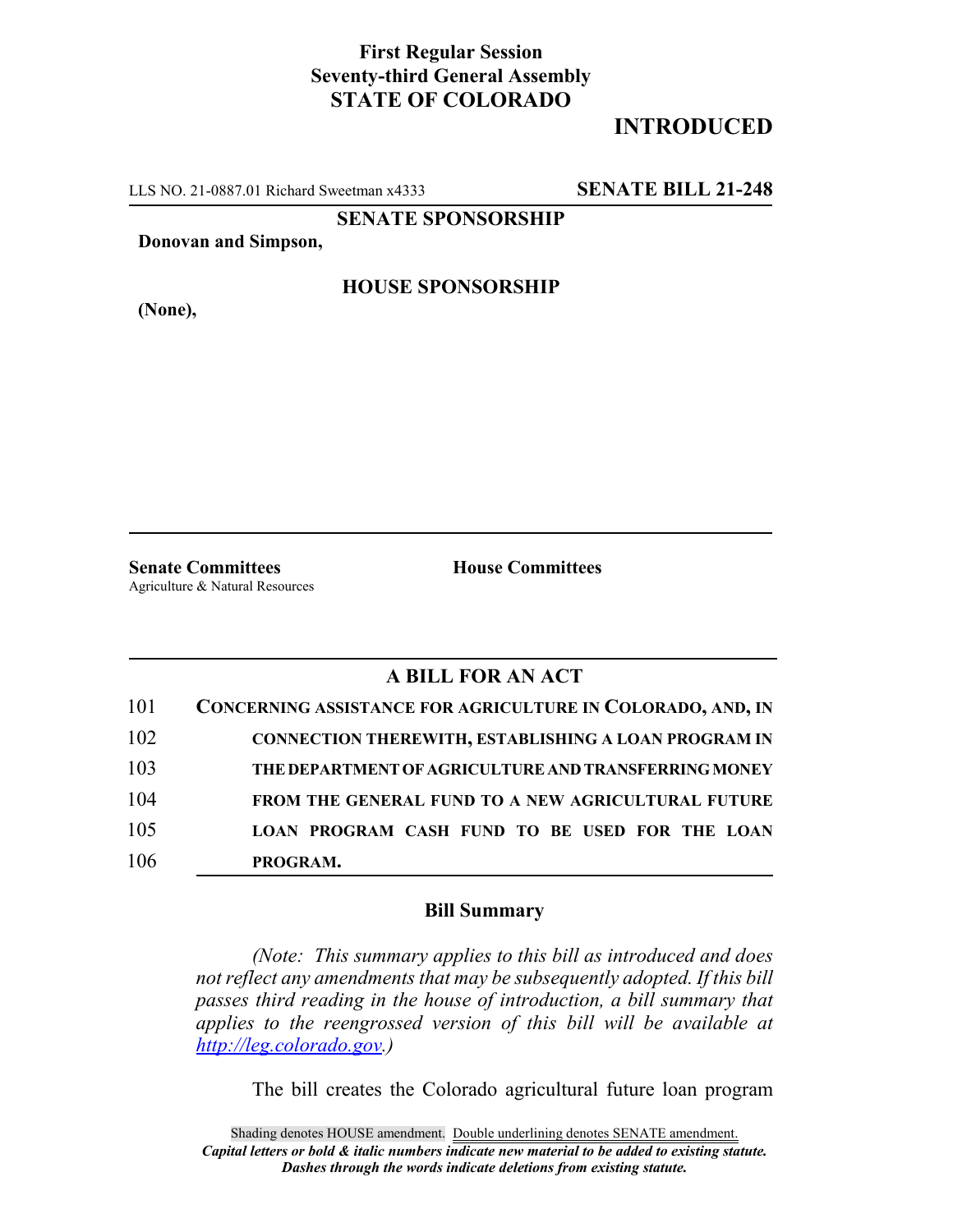**First Regular Session**
**Seventy-third General Assembly**
**STATE OF COLORADO**

# INTRODUCED

LLS NO. 21-0887.01 Richard Sweetman x4333 **SENATE BILL 21-248**

**SENATE SPONSORSHIP**

**Donovan and Simpson,**

**HOUSE SPONSORSHIP**

**(None),**

**Senate Committees**
Agriculture & Natural Resources

**House Committees**

## A BILL FOR AN ACT

101 **CONCERNING ASSISTANCE FOR AGRICULTURE IN COLORADO, AND, IN**
102 **CONNECTION THEREWITH, ESTABLISHING A LOAN PROGRAM IN**
103 **THE DEPARTMENT OF AGRICULTURE AND TRANSFERRING MONEY**
104 **FROM THE GENERAL FUND TO A NEW AGRICULTURAL FUTURE**
105 **LOAN PROGRAM CASH FUND TO BE USED FOR THE LOAN**
106 **PROGRAM.**

### Bill Summary

*(Note: This summary applies to this bill as introduced and does not reflect any amendments that may be subsequently adopted. If this bill passes third reading in the house of introduction, a bill summary that applies to the reengrossed version of this bill will be available at http://leg.colorado.gov.)*

The bill creates the Colorado agricultural future loan program

Shading denotes HOUSE amendment. Double underlining denotes SENATE amendment.
*Capital letters or bold & italic numbers indicate new material to be added to existing statute.*
*Dashes through the words indicate deletions from existing statute.*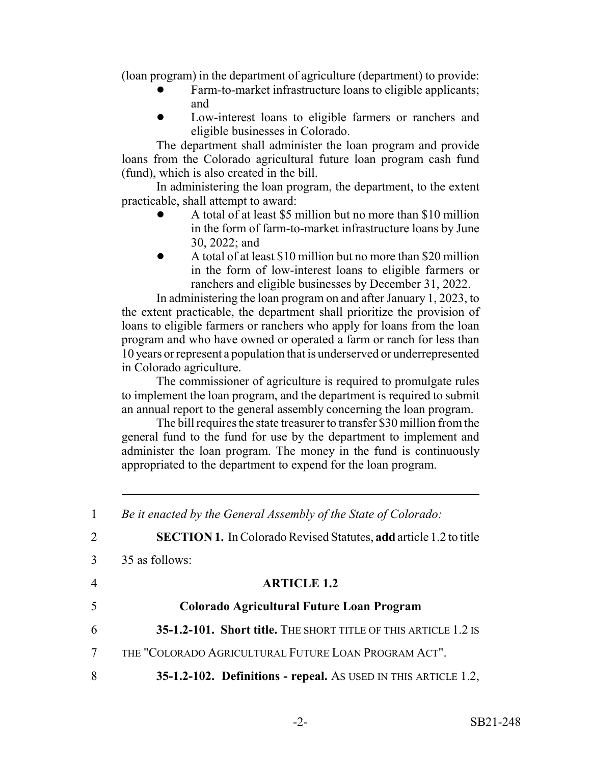(loan program) in the department of agriculture (department) to provide:

- Farm-to-market infrastructure loans to eligible applicants; and
- Low-interest loans to eligible farmers or ranchers and eligible businesses in Colorado.

The department shall administer the loan program and provide loans from the Colorado agricultural future loan program cash fund (fund), which is also created in the bill.

In administering the loan program, the department, to the extent practicable, shall attempt to award:

- A total of at least $5 million but no more than $10 million in the form of farm-to-market infrastructure loans by June 30, 2022; and
- A total of at least $10 million but no more than $20 million in the form of low-interest loans to eligible farmers or ranchers and eligible businesses by December 31, 2022.

In administering the loan program on and after January 1, 2023, to the extent practicable, the department shall prioritize the provision of loans to eligible farmers or ranchers who apply for loans from the loan program and who have owned or operated a farm or ranch for less than 10 years or represent a population that is underserved or underrepresented in Colorado agriculture.

The commissioner of agriculture is required to promulgate rules to implement the loan program, and the department is required to submit an annual report to the general assembly concerning the loan program.

The bill requires the state treasurer to transfer $30 million from the general fund to the fund for use by the department to implement and administer the loan program. The money in the fund is continuously appropriated to the department to expend for the loan program.

---

1 *Be it enacted by the General Assembly of the State of Colorado:*

2 **SECTION 1.** In Colorado Revised Statutes, **add** article 1.2 to title

3 35 as follows:

4 **ARTICLE 1.2**

5 **Colorado Agricultural Future Loan Program**

6 **35-1.2-101. Short title.** THE SHORT TITLE OF THIS ARTICLE 1.2 IS

7 THE "COLORADO AGRICULTURAL FUTURE LOAN PROGRAM ACT".

8 **35-1.2-102. Definitions - repeal.** AS USED IN THIS ARTICLE 1.2,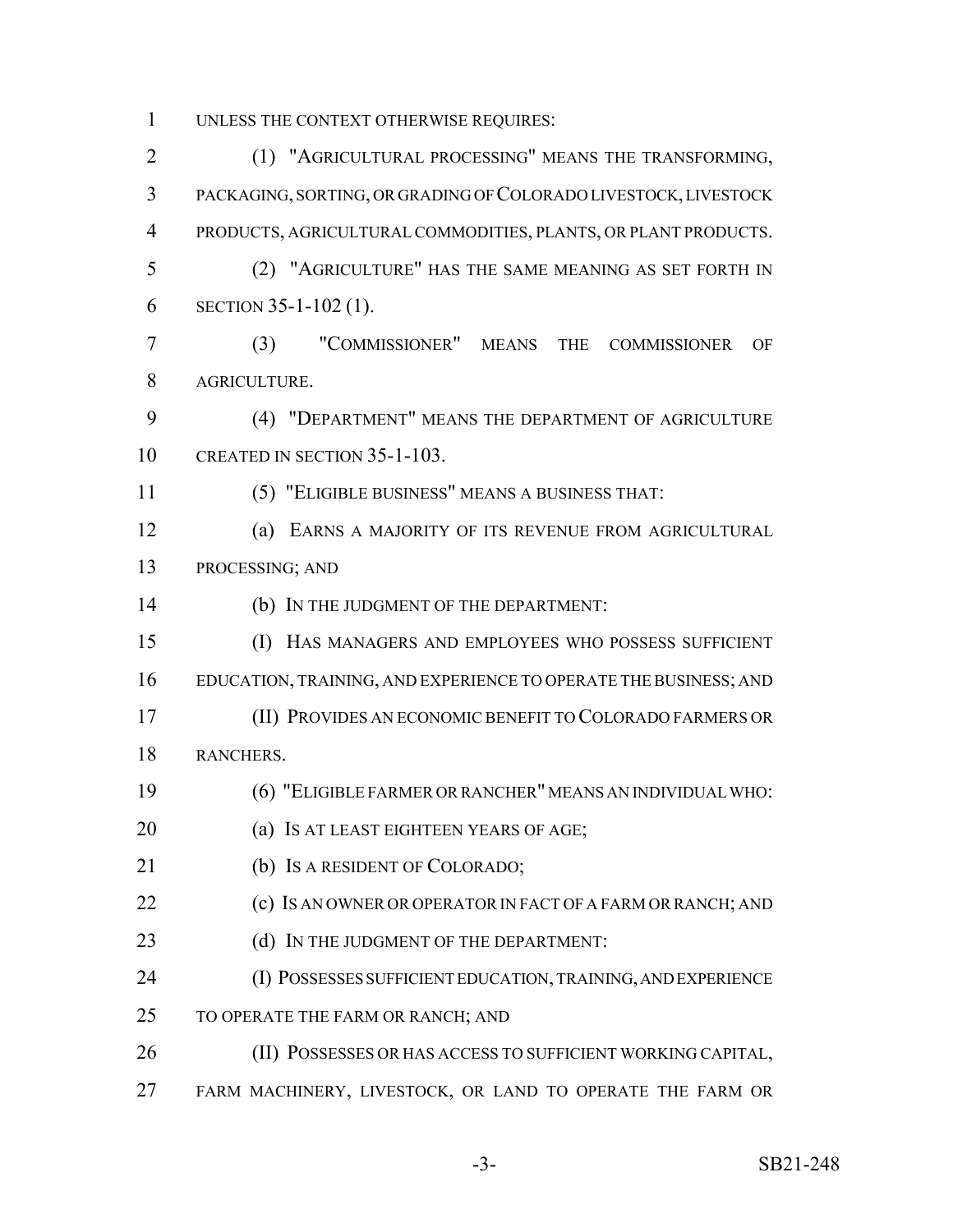UNLESS THE CONTEXT OTHERWISE REQUIRES:

(1) "AGRICULTURAL PROCESSING" MEANS THE TRANSFORMING, PACKAGING, SORTING, OR GRADING OF COLORADO LIVESTOCK, LIVESTOCK PRODUCTS, AGRICULTURAL COMMODITIES, PLANTS, OR PLANT PRODUCTS.

(2) "AGRICULTURE" HAS THE SAME MEANING AS SET FORTH IN SECTION 35-1-102 (1).

(3) "COMMISSIONER" MEANS THE COMMISSIONER OF AGRICULTURE.

(4) "DEPARTMENT" MEANS THE DEPARTMENT OF AGRICULTURE CREATED IN SECTION 35-1-103.

(5) "ELIGIBLE BUSINESS" MEANS A BUSINESS THAT:

(a) EARNS A MAJORITY OF ITS REVENUE FROM AGRICULTURAL PROCESSING; AND

(b) IN THE JUDGMENT OF THE DEPARTMENT:

(I) HAS MANAGERS AND EMPLOYEES WHO POSSESS SUFFICIENT EDUCATION, TRAINING, AND EXPERIENCE TO OPERATE THE BUSINESS; AND

(II) PROVIDES AN ECONOMIC BENEFIT TO COLORADO FARMERS OR RANCHERS.

(6) "ELIGIBLE FARMER OR RANCHER" MEANS AN INDIVIDUAL WHO:

(a) IS AT LEAST EIGHTEEN YEARS OF AGE;

(b) IS A RESIDENT OF COLORADO;

(c) IS AN OWNER OR OPERATOR IN FACT OF A FARM OR RANCH; AND

(d) IN THE JUDGMENT OF THE DEPARTMENT:

(I) POSSESSES SUFFICIENT EDUCATION, TRAINING, AND EXPERIENCE TO OPERATE THE FARM OR RANCH; AND

(II) POSSESSES OR HAS ACCESS TO SUFFICIENT WORKING CAPITAL, FARM MACHINERY, LIVESTOCK, OR LAND TO OPERATE THE FARM OR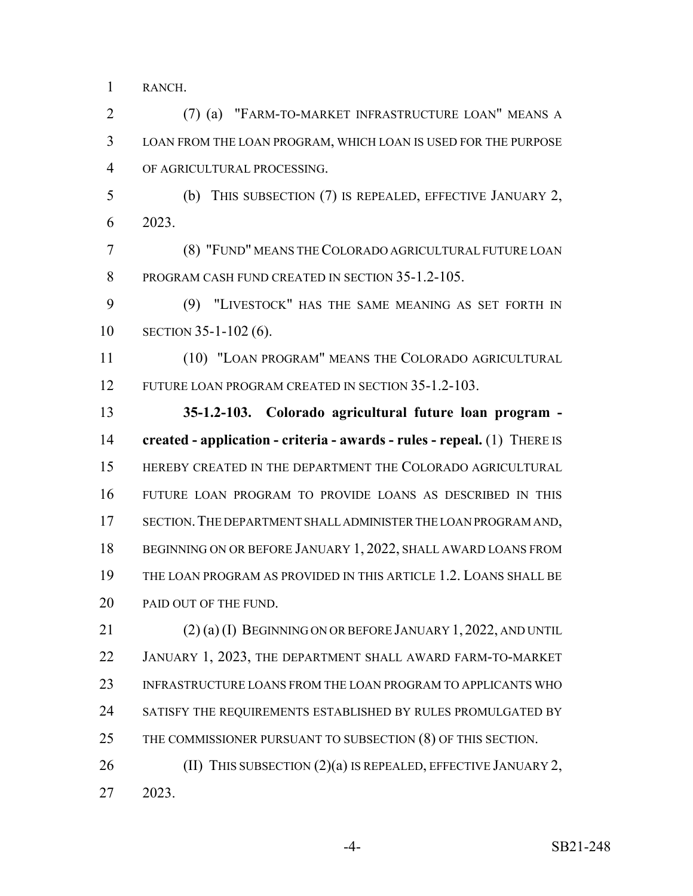RANCH.

(7) (a) "FARM-TO-MARKET INFRASTRUCTURE LOAN" MEANS A LOAN FROM THE LOAN PROGRAM, WHICH LOAN IS USED FOR THE PURPOSE OF AGRICULTURAL PROCESSING.

(b) THIS SUBSECTION (7) IS REPEALED, EFFECTIVE JANUARY 2, 2023.

(8) "FUND" MEANS THE COLORADO AGRICULTURAL FUTURE LOAN PROGRAM CASH FUND CREATED IN SECTION 35-1.2-105.

(9) "LIVESTOCK" HAS THE SAME MEANING AS SET FORTH IN SECTION 35-1-102 (6).

(10) "LOAN PROGRAM" MEANS THE COLORADO AGRICULTURAL FUTURE LOAN PROGRAM CREATED IN SECTION 35-1.2-103.

**35-1.2-103. Colorado agricultural future loan program - created - application - criteria - awards - rules - repeal.** (1) THERE IS HEREBY CREATED IN THE DEPARTMENT THE COLORADO AGRICULTURAL FUTURE LOAN PROGRAM TO PROVIDE LOANS AS DESCRIBED IN THIS SECTION. THE DEPARTMENT SHALL ADMINISTER THE LOAN PROGRAM AND, BEGINNING ON OR BEFORE JANUARY 1, 2022, SHALL AWARD LOANS FROM THE LOAN PROGRAM AS PROVIDED IN THIS ARTICLE 1.2. LOANS SHALL BE PAID OUT OF THE FUND.

(2) (a) (I) BEGINNING ON OR BEFORE JANUARY 1, 2022, AND UNTIL JANUARY 1, 2023, THE DEPARTMENT SHALL AWARD FARM-TO-MARKET INFRASTRUCTURE LOANS FROM THE LOAN PROGRAM TO APPLICANTS WHO SATISFY THE REQUIREMENTS ESTABLISHED BY RULES PROMULGATED BY THE COMMISSIONER PURSUANT TO SUBSECTION (8) OF THIS SECTION.

(II) THIS SUBSECTION (2)(a) IS REPEALED, EFFECTIVE JANUARY 2, 2023.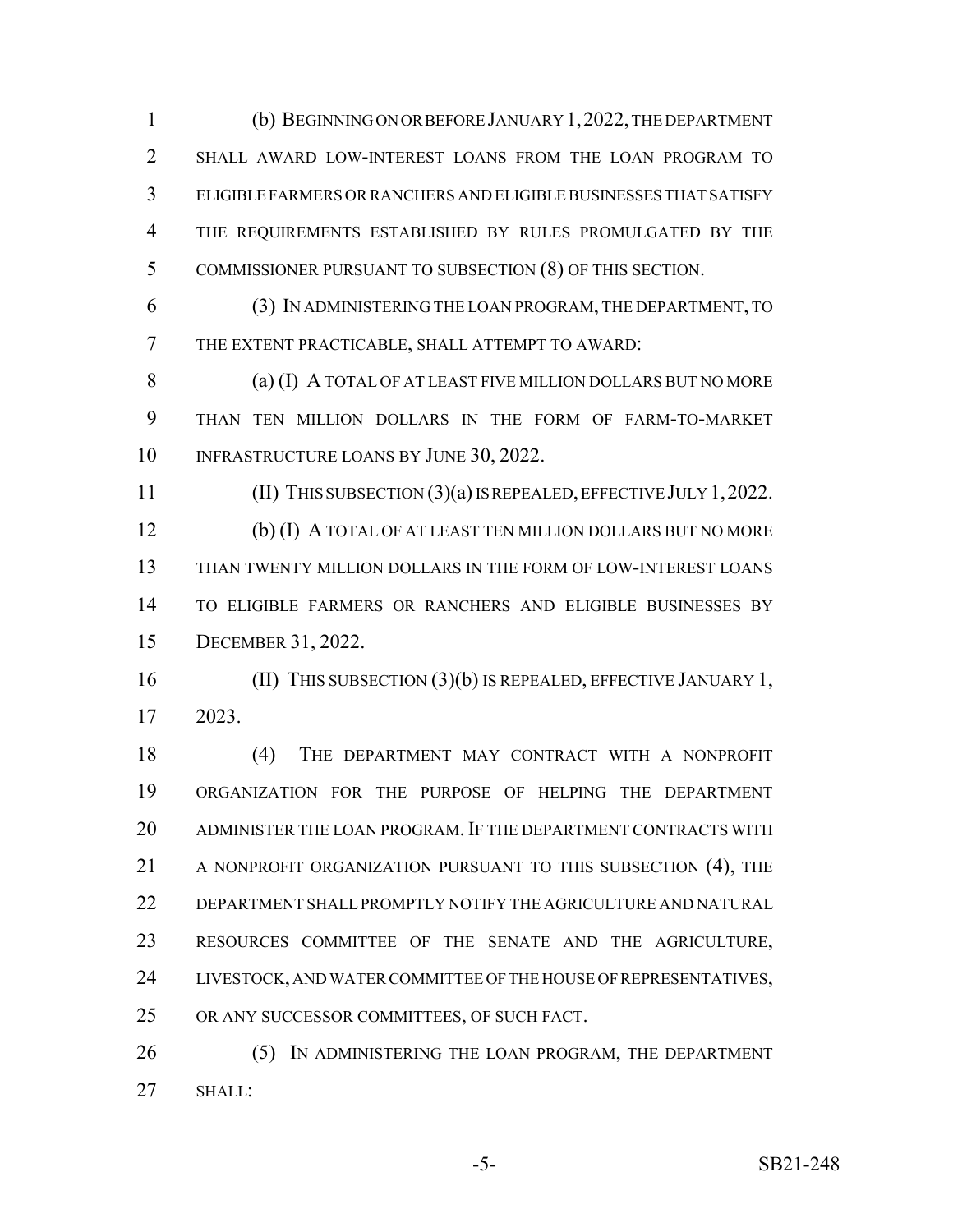(b) BEGINNING ON OR BEFORE JANUARY 1, 2022, THE DEPARTMENT SHALL AWARD LOW-INTEREST LOANS FROM THE LOAN PROGRAM TO ELIGIBLE FARMERS OR RANCHERS AND ELIGIBLE BUSINESSES THAT SATISFY THE REQUIREMENTS ESTABLISHED BY RULES PROMULGATED BY THE COMMISSIONER PURSUANT TO SUBSECTION (8) OF THIS SECTION.

(3) IN ADMINISTERING THE LOAN PROGRAM, THE DEPARTMENT, TO THE EXTENT PRACTICABLE, SHALL ATTEMPT TO AWARD:

(a) (I) A TOTAL OF AT LEAST FIVE MILLION DOLLARS BUT NO MORE THAN TEN MILLION DOLLARS IN THE FORM OF FARM-TO-MARKET INFRASTRUCTURE LOANS BY JUNE 30, 2022.

(II) THIS SUBSECTION (3)(a) IS REPEALED, EFFECTIVE JULY 1, 2022.

(b) (I) A TOTAL OF AT LEAST TEN MILLION DOLLARS BUT NO MORE THAN TWENTY MILLION DOLLARS IN THE FORM OF LOW-INTEREST LOANS TO ELIGIBLE FARMERS OR RANCHERS AND ELIGIBLE BUSINESSES BY DECEMBER 31, 2022.

(II) THIS SUBSECTION (3)(b) IS REPEALED, EFFECTIVE JANUARY 1, 2023.

(4) THE DEPARTMENT MAY CONTRACT WITH A NONPROFIT ORGANIZATION FOR THE PURPOSE OF HELPING THE DEPARTMENT ADMINISTER THE LOAN PROGRAM. IF THE DEPARTMENT CONTRACTS WITH A NONPROFIT ORGANIZATION PURSUANT TO THIS SUBSECTION (4), THE DEPARTMENT SHALL PROMPTLY NOTIFY THE AGRICULTURE AND NATURAL RESOURCES COMMITTEE OF THE SENATE AND THE AGRICULTURE, LIVESTOCK, AND WATER COMMITTEE OF THE HOUSE OF REPRESENTATIVES, OR ANY SUCCESSOR COMMITTEES, OF SUCH FACT.

(5) IN ADMINISTERING THE LOAN PROGRAM, THE DEPARTMENT SHALL: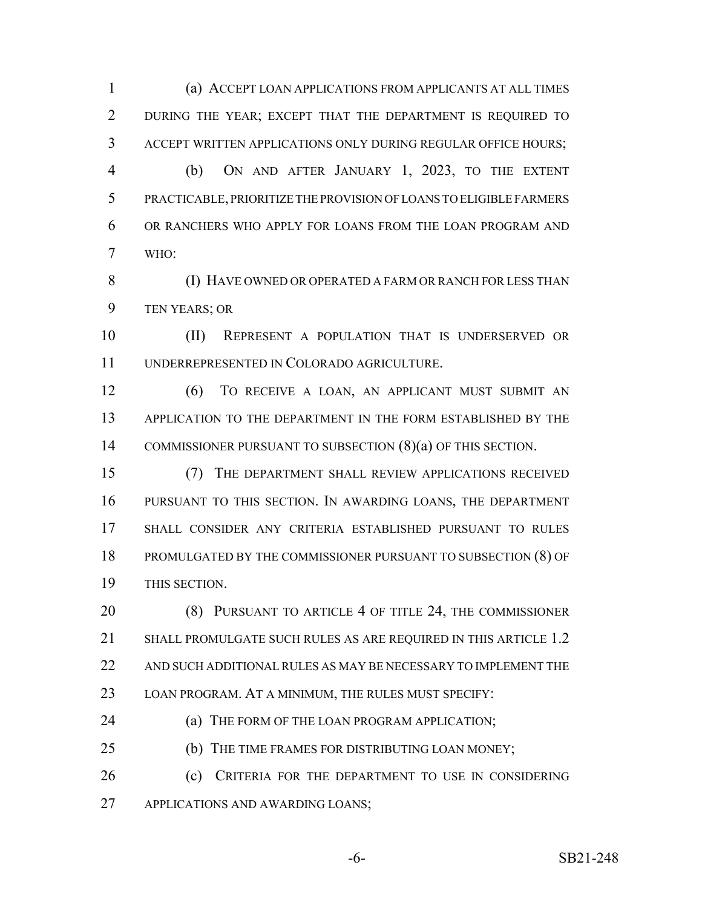(a) ACCEPT LOAN APPLICATIONS FROM APPLICANTS AT ALL TIMES DURING THE YEAR; EXCEPT THAT THE DEPARTMENT IS REQUIRED TO ACCEPT WRITTEN APPLICATIONS ONLY DURING REGULAR OFFICE HOURS;

(b) ON AND AFTER JANUARY 1, 2023, TO THE EXTENT PRACTICABLE, PRIORITIZE THE PROVISION OF LOANS TO ELIGIBLE FARMERS OR RANCHERS WHO APPLY FOR LOANS FROM THE LOAN PROGRAM AND WHO:

(I) HAVE OWNED OR OPERATED A FARM OR RANCH FOR LESS THAN TEN YEARS; OR

(II) REPRESENT A POPULATION THAT IS UNDERSERVED OR UNDERREPRESENTED IN COLORADO AGRICULTURE.

(6) TO RECEIVE A LOAN, AN APPLICANT MUST SUBMIT AN APPLICATION TO THE DEPARTMENT IN THE FORM ESTABLISHED BY THE COMMISSIONER PURSUANT TO SUBSECTION (8)(a) OF THIS SECTION.

(7) THE DEPARTMENT SHALL REVIEW APPLICATIONS RECEIVED PURSUANT TO THIS SECTION. IN AWARDING LOANS, THE DEPARTMENT SHALL CONSIDER ANY CRITERIA ESTABLISHED PURSUANT TO RULES PROMULGATED BY THE COMMISSIONER PURSUANT TO SUBSECTION (8) OF THIS SECTION.

(8) PURSUANT TO ARTICLE 4 OF TITLE 24, THE COMMISSIONER SHALL PROMULGATE SUCH RULES AS ARE REQUIRED IN THIS ARTICLE 1.2 AND SUCH ADDITIONAL RULES AS MAY BE NECESSARY TO IMPLEMENT THE LOAN PROGRAM. AT A MINIMUM, THE RULES MUST SPECIFY:

(a) THE FORM OF THE LOAN PROGRAM APPLICATION;

(b) THE TIME FRAMES FOR DISTRIBUTING LOAN MONEY;

(c) CRITERIA FOR THE DEPARTMENT TO USE IN CONSIDERING APPLICATIONS AND AWARDING LOANS;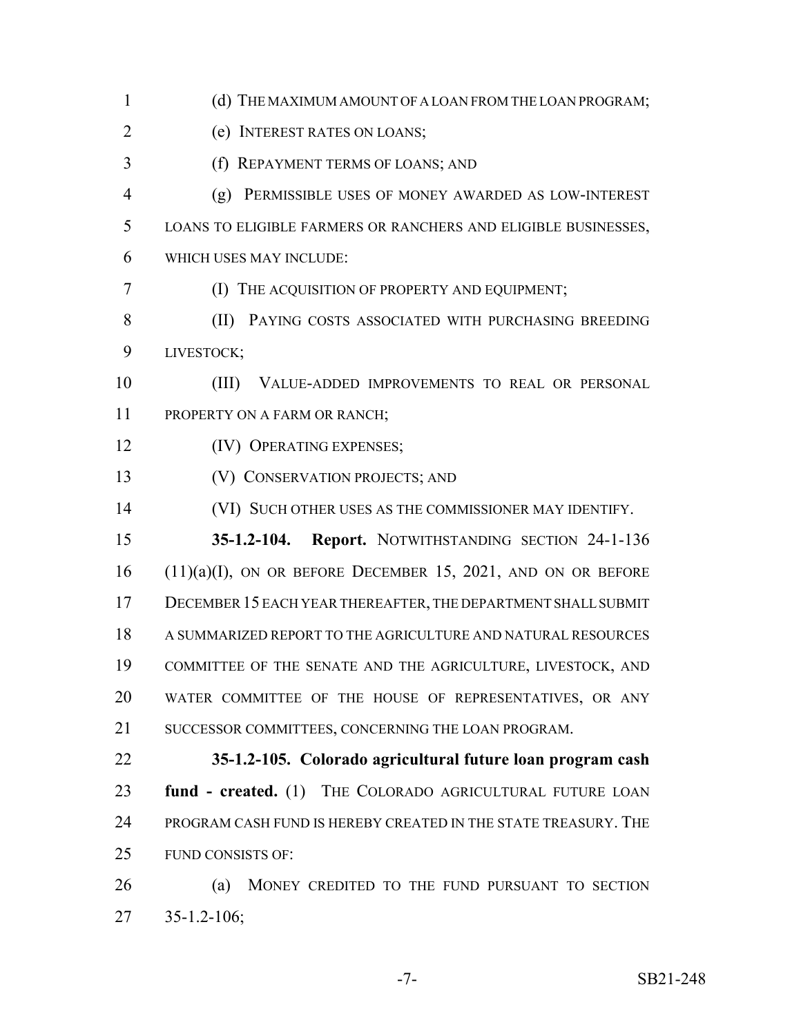(d) THE MAXIMUM AMOUNT OF A LOAN FROM THE LOAN PROGRAM;

(e) INTEREST RATES ON LOANS;

(f) REPAYMENT TERMS OF LOANS; AND

(g) PERMISSIBLE USES OF MONEY AWARDED AS LOW-INTEREST LOANS TO ELIGIBLE FARMERS OR RANCHERS AND ELIGIBLE BUSINESSES, WHICH USES MAY INCLUDE:

(I) THE ACQUISITION OF PROPERTY AND EQUIPMENT;

(II) PAYING COSTS ASSOCIATED WITH PURCHASING BREEDING LIVESTOCK;

(III) VALUE-ADDED IMPROVEMENTS TO REAL OR PERSONAL PROPERTY ON A FARM OR RANCH;

(IV) OPERATING EXPENSES;

(V) CONSERVATION PROJECTS; AND

(VI) SUCH OTHER USES AS THE COMMISSIONER MAY IDENTIFY.

**35-1.2-104. Report.** NOTWITHSTANDING SECTION 24-1-136 (11)(a)(I), ON OR BEFORE DECEMBER 15, 2021, AND ON OR BEFORE DECEMBER 15 EACH YEAR THEREAFTER, THE DEPARTMENT SHALL SUBMIT A SUMMARIZED REPORT TO THE AGRICULTURE AND NATURAL RESOURCES COMMITTEE OF THE SENATE AND THE AGRICULTURE, LIVESTOCK, AND WATER COMMITTEE OF THE HOUSE OF REPRESENTATIVES, OR ANY SUCCESSOR COMMITTEES, CONCERNING THE LOAN PROGRAM.

**35-1.2-105. Colorado agricultural future loan program cash fund - created.** (1) THE COLORADO AGRICULTURAL FUTURE LOAN PROGRAM CASH FUND IS HEREBY CREATED IN THE STATE TREASURY. THE FUND CONSISTS OF:

(a) MONEY CREDITED TO THE FUND PURSUANT TO SECTION 35-1.2-106;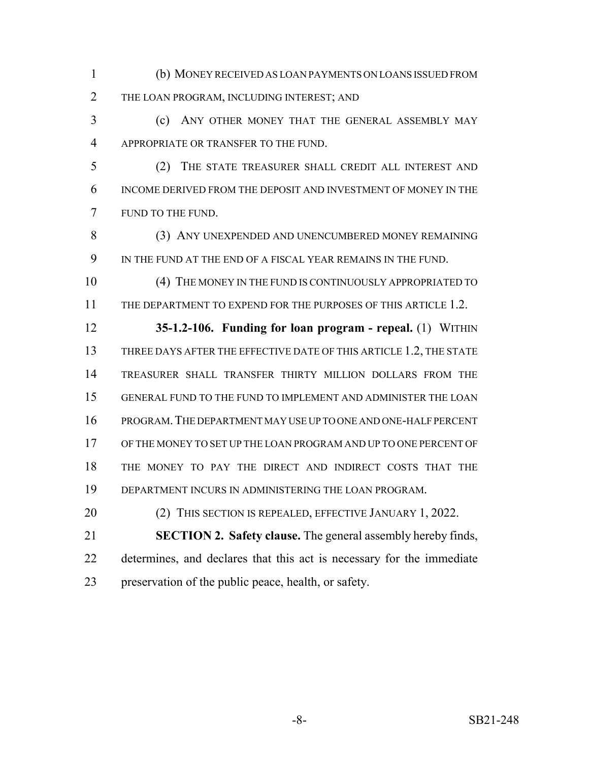(b) MONEY RECEIVED AS LOAN PAYMENTS ON LOANS ISSUED FROM THE LOAN PROGRAM, INCLUDING INTEREST; AND

(c) ANY OTHER MONEY THAT THE GENERAL ASSEMBLY MAY APPROPRIATE OR TRANSFER TO THE FUND.

(2) THE STATE TREASURER SHALL CREDIT ALL INTEREST AND INCOME DERIVED FROM THE DEPOSIT AND INVESTMENT OF MONEY IN THE FUND TO THE FUND.

(3) ANY UNEXPENDED AND UNENCUMBERED MONEY REMAINING IN THE FUND AT THE END OF A FISCAL YEAR REMAINS IN THE FUND.

(4) THE MONEY IN THE FUND IS CONTINUOUSLY APPROPRIATED TO THE DEPARTMENT TO EXPEND FOR THE PURPOSES OF THIS ARTICLE 1.2.

**35-1.2-106. Funding for loan program - repeal.** (1) WITHIN THREE DAYS AFTER THE EFFECTIVE DATE OF THIS ARTICLE 1.2, THE STATE TREASURER SHALL TRANSFER THIRTY MILLION DOLLARS FROM THE GENERAL FUND TO THE FUND TO IMPLEMENT AND ADMINISTER THE LOAN PROGRAM. THE DEPARTMENT MAY USE UP TO ONE AND ONE-HALF PERCENT OF THE MONEY TO SET UP THE LOAN PROGRAM AND UP TO ONE PERCENT OF THE MONEY TO PAY THE DIRECT AND INDIRECT COSTS THAT THE DEPARTMENT INCURS IN ADMINISTERING THE LOAN PROGRAM.

(2) THIS SECTION IS REPEALED, EFFECTIVE JANUARY 1, 2022.

**SECTION 2. Safety clause.** The general assembly hereby finds, determines, and declares that this act is necessary for the immediate preservation of the public peace, health, or safety.